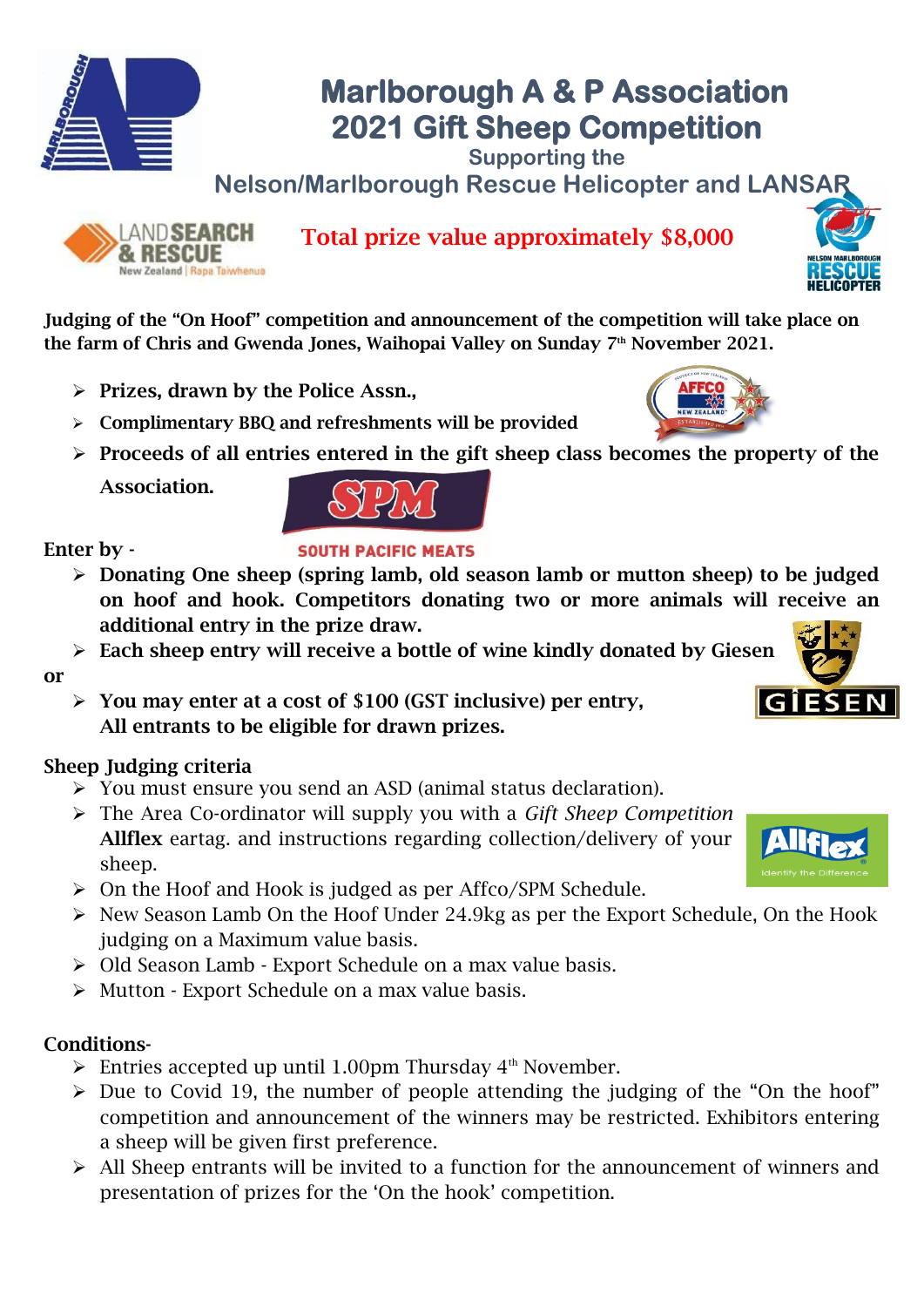# Marlborough A & P Association 2021 Gift Sheep Competition

### Supporting the

## Nelson/Marlborough Rescue Helicopter and LANSAR

**Total prize value approximately $8,000**

**Judging of the "On Hoof" competition and announcement of the competition will take place on the farm of Chris and Gwenda Jones, Waihopai Valley on Sunday 7th November 2021.**

- **Prizes, drawn by the Police Assn.,**
- **Complimentary BBQ and refreshments will be provided**
- **Proceeds of all entries entered in the gift sheep class becomes the property of the Association.**

**Enter by -**

- **Donating One sheep (spring lamb, old season lamb or mutton sheep) to be judged on hoof and hook. Competitors donating two or more animals will receive an additional entry in the prize draw.**
- **Each sheep entry will receive a bottle of wine kindly donated by Giesen**

**or**

- **You may enter at a cost of $100 (GST inclusive) per entry, All entrants to be eligible for drawn prizes.**

**Sheep Judging criteria**

- You must ensure you send an ASD (animal status declaration).
- The Area Co-ordinator will supply you with a *Gift Sheep Competition* **Allflex** eartag. and instructions regarding collection/delivery of your sheep.
- On the Hoof and Hook is judged as per Affco/SPM Schedule.
- New Season Lamb On the Hoof Under 24.9kg as per the Export Schedule, On the Hook judging on a Maximum value basis.
- Old Season Lamb - Export Schedule on a max value basis.
- Mutton - Export Schedule on a max value basis.

**Conditions-**

- Entries accepted up until 1.00pm Thursday 4th November.
- Due to Covid 19, the number of people attending the judging of the "On the hoof" competition and announcement of the winners may be restricted. Exhibitors entering a sheep will be given first preference.
- All Sheep entrants will be invited to a function for the announcement of winners and presentation of prizes for the 'On the hook' competition.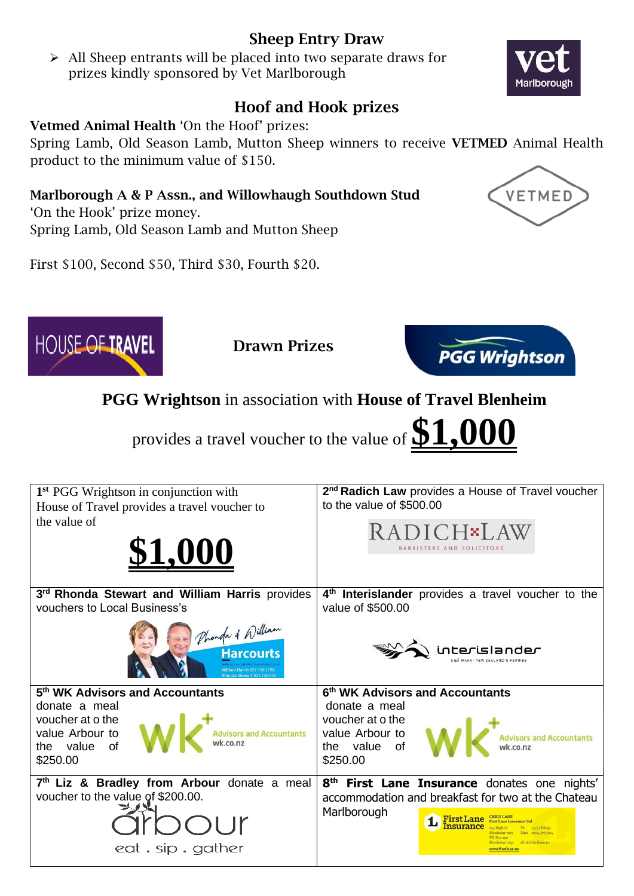## Sheep Entry Draw

- All Sheep entrants will be placed into two separate draws for prizes kindly sponsored by Vet Marlborough

## Hoof and Hook prizes

**Vetmed Animal Health** 'On the Hoof' prizes:
Spring Lamb, Old Season Lamb, Mutton Sheep winners to receive **VETMED** Animal Health product to the minimum value of $150.

**Marlborough A & P Assn., and Willowhaugh Southdown Stud**
'On the Hook' prize money.
Spring Lamb, Old Season Lamb and Mutton Sheep

First $100, Second $50, Third $30, Fourth $20.

## Drawn Prizes

**PGG Wrightson** in association with **House of Travel Blenheim**

provides a travel voucher to the value of **$1,000**

| | |
|---|---|
| 1st PGG Wrightson in conjunction with House of Travel provides a travel voucher to the value of **$1,000** | 2nd **Radich Law** provides a House of Travel voucher to the value of $500.00 |
| 3rd **Rhonda Stewart and William Harris** provides vouchers to Local Business's | 4th **Interislander** provides a travel voucher to the value of $500.00 |
| 5th **WK Advisors and Accountants** donate a meal voucher at o the value Arbour to the value of $250.00 | 6th **WK Advisors and Accountants** donate a meal voucher at o the value Arbour to the value of $250.00 |
| 7th **Liz & Bradley from Arbour** donate a meal voucher to the value of $200.00. | 8th **First Lane Insurance** donates one nights' accommodation and breakfast for two at the Chateau Marlborough |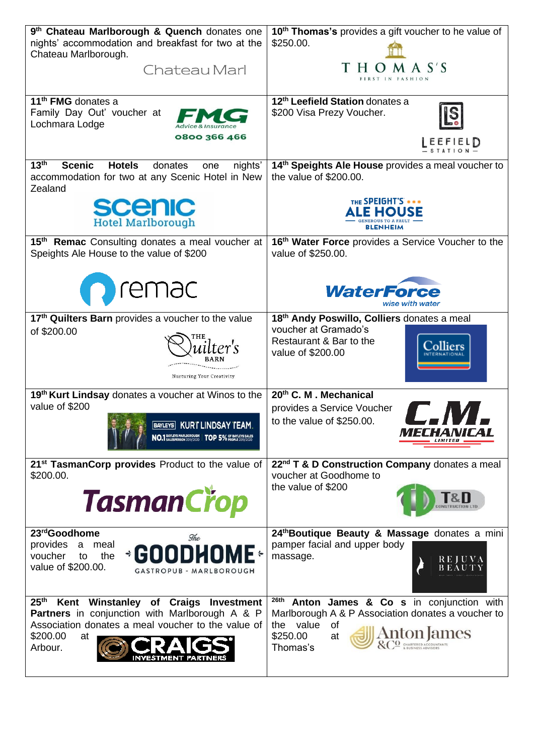| | |
|---|---|
| 9th **Chateau Marlborough & Quench** donates one nights' accommodation and breakfast for two at the Chateau Marlborough. Chateau Marl | 10th **Thomas's** provides a gift voucher to he value of $250.00. THOMAS'S FIRST IN FASHION |
| 11th **FMG** donates a Family Day Out' voucher at Lochmara Lodge. FMG Advice & Insurance 0800 366 466 | 12th **Leefield Station** donates a $200 Visa Prezy Voucher. LEEFIELD STATION |
| 13th **Scenic Hotels** donates one nights' accommodation for two at any Scenic Hotel in New Zealand. scenic Hotel Marlborough | 14th **Speights Ale House** provides a meal voucher to the value of $200.00. THE SPEIGHT'S ALE HOUSE GENEROUS TO A FAULT BLENHEIM |
| 15th **Remac** Consulting donates a meal voucher at Speights Ale House to the value of $200. remac | 16th **Water Force** provides a Service Voucher to the value of $250.00. WaterForce wise with water |
| 17th **Quilters Barn** provides a voucher to the value of $200.00. THE Quilter's BARN Nurturing Your Creativity | 18th **Andy Poswillo, Colliers** donates a meal voucher at Gramado's Restaurant & Bar to the value of $200.00. Colliers INTERNATIONAL |
| 19th **Kurt Lindsay** donates a voucher at Winos to the value of $200. BAYLEYS KURT LINDSAY TEAM. NO.1 BAYLEYS MARLBOROUGH SALESPERSON 2019/2020 TOP 5% OF BAYLEYS SALES PEOPLE 2019/2020 | 20th **C. M . Mechanical** provides a Service Voucher to the value of $250.00. C.M. MECHANICAL LIMITED |
| 21st **TasmanCorp provides** Product to the value of $200.00. TasmanCrop | 22nd **T & D Construction Company** donates a meal voucher at Goodhome to the value of $200. T&D CONSTRUCTION LTD |
| 23rd **Goodhome** provides a meal voucher to the value of $200.00. The GOODHOME GASTROPUB - MARLBOROUGH | 24th **Boutique Beauty & Massage** donates a mini pamper facial and upper body massage. REJUVA BEAUTY |
| 25th **Kent Winstanley of Craigs Investment Partners** in conjunction with Marlborough A & P Association donates a meal voucher to the value of $200.00 at Arbour. CRAIGS INVESTMENT PARTNERS | 26th **Anton James & Co s** in conjunction with Marlborough A & P Association donates a voucher to the value of $250.00 at Thomas's. Anton James &Co CHARTERED ACCOUNTANTS & BUSINESS ADVISORS |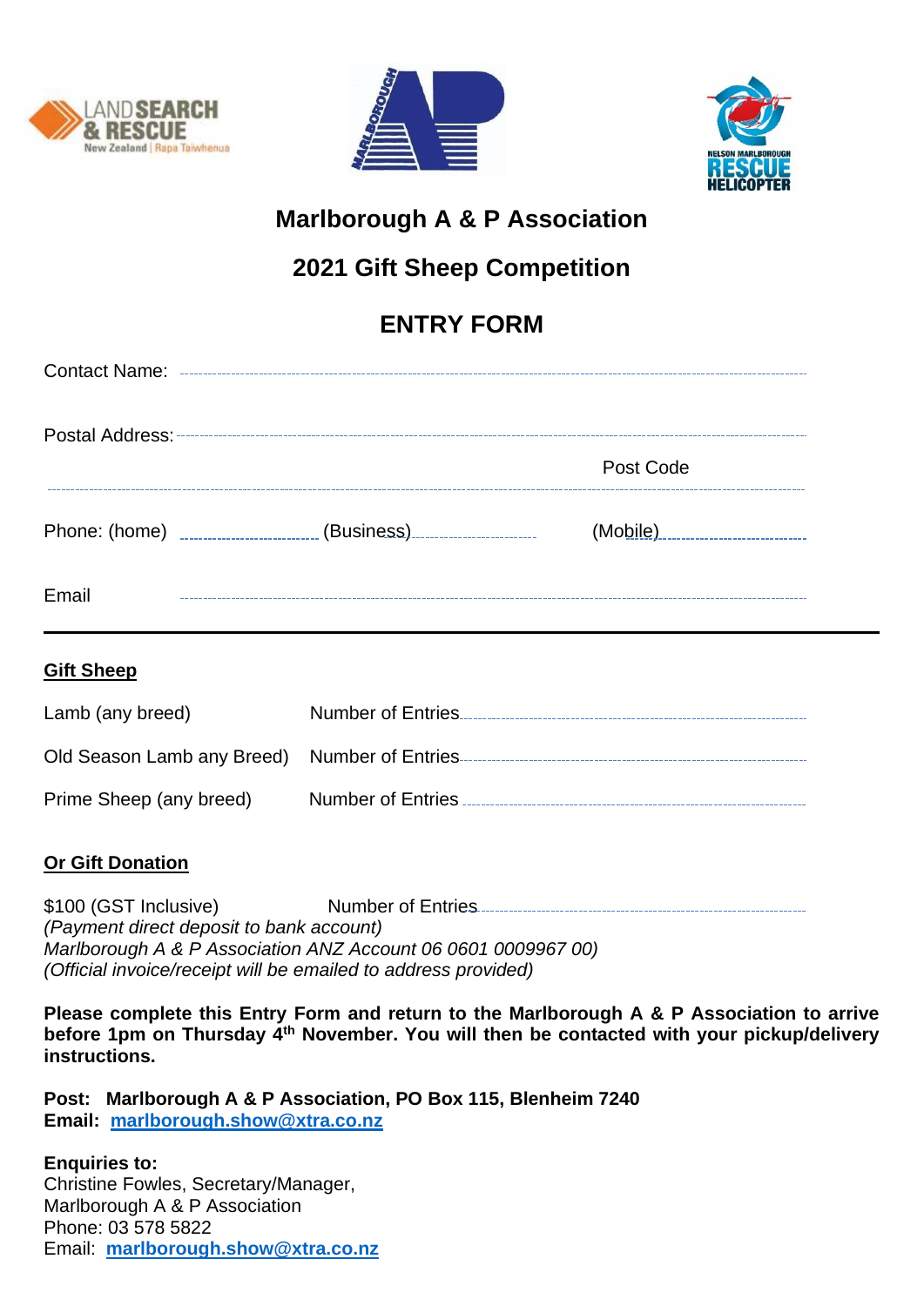# Marlborough A & P Association

## 2021 Gift Sheep Competition

## ENTRY FORM

Contact Name: ................................................................................................

Postal Address: ................................................................................................

................................................................................................ Post Code

Phone: (home) .................... (Business) .................... (Mobile) ....................

Email ................................................................................................

---

**Gift Sheep**

Lamb (any breed) Number of Entries ....................................................

Old Season Lamb any Breed) Number of Entries ....................................................

Prime Sheep (any breed) Number of Entries ....................................................

**Or Gift Donation**

$100 (GST Inclusive) Number of Entries ....................................................

*(Payment direct deposit to bank account)*

*Marlborough A & P Association ANZ Account 06 0601 0009967 00)*

*(Official invoice/receipt will be emailed to address provided)*

**Please complete this Entry Form and return to the Marlborough A & P Association to arrive before 1pm on Thursday 4th November. You will then be contacted with your pickup/delivery instructions.**

**Post: Marlborough A & P Association, PO Box 115, Blenheim 7240**
**Email: marlborough.show@xtra.co.nz**

**Enquiries to:**
Christine Fowles, Secretary/Manager,
Marlborough A & P Association
Phone: 03 578 5822
Email: **marlborough.show@xtra.co.nz**